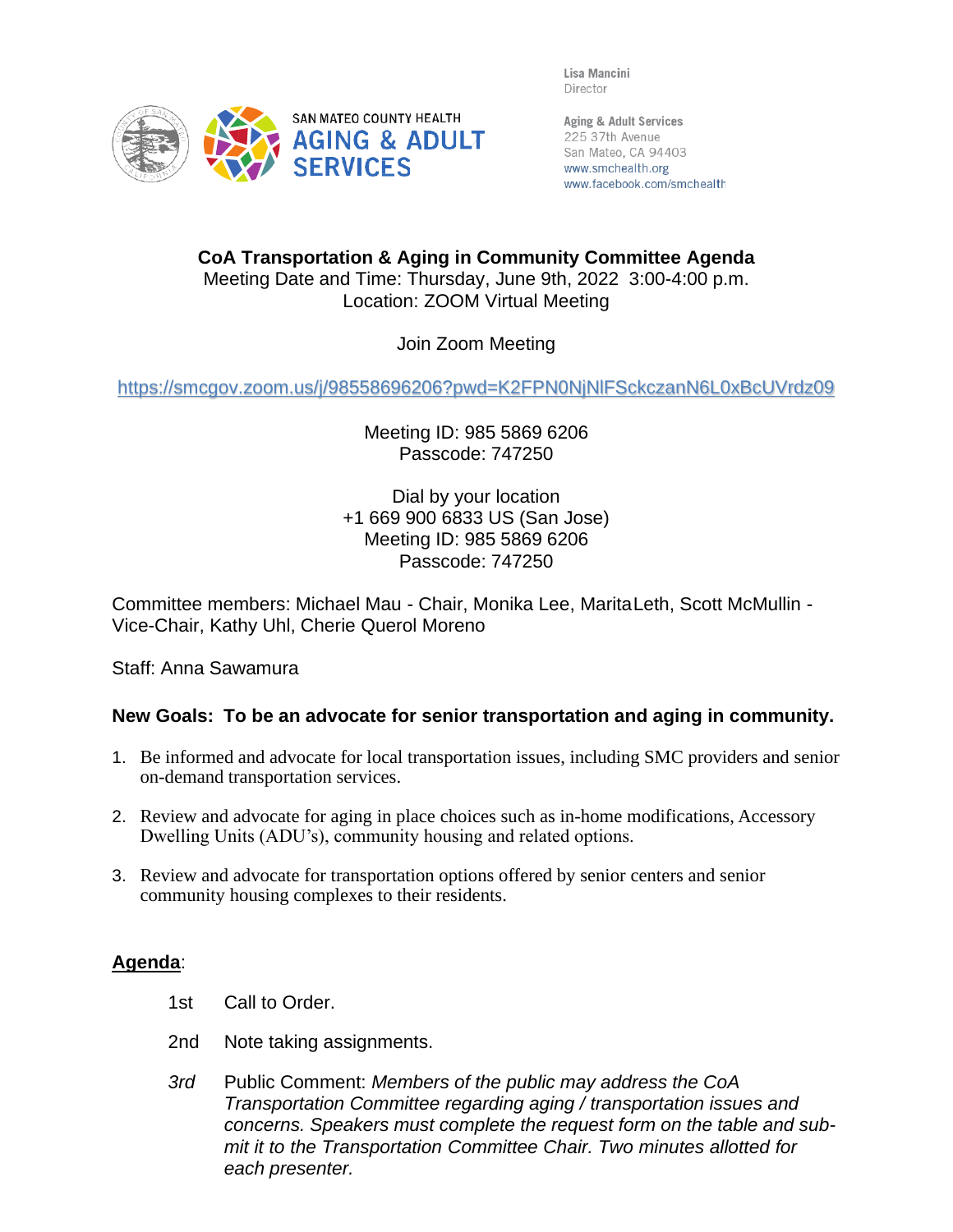Lisa Mancini
Director

SAN MATEO COUNTY HEALTH
AGING & ADULT SERVICES

Aging & Adult Services
225 37th Avenue
San Mateo, CA 94403
www.smchealth.org
www.facebook.com/smchealth

**CoA Transportation & Aging in Community Committee Agenda**
Meeting Date and Time: Thursday, June 9th, 2022 3:00-4:00 p.m.
Location: ZOOM Virtual Meeting

Join Zoom Meeting

https://smcgov.zoom.us/j/98558696206?pwd=K2FPN0NjNlFSckczanN6L0xBcUVrdz09

Meeting ID: 985 5869 6206
Passcode: 747250

Dial by your location
+1 669 900 6833 US (San Jose)
Meeting ID: 985 5869 6206
Passcode: 747250

Committee members: Michael Mau - Chair, Monika Lee, MaritaLeth, Scott McMullin - Vice-Chair, Kathy Uhl, Cherie Querol Moreno

Staff: Anna Sawamura

**New Goals: To be an advocate for senior transportation and aging in community.**

1. Be informed and advocate for local transportation issues, including SMC providers and senior on-demand transportation services.
2. Review and advocate for aging in place choices such as in-home modifications, Accessory Dwelling Units (ADU's), community housing and related options.
3. Review and advocate for transportation options offered by senior centers and senior community housing complexes to their residents.

**Agenda**:

1st Call to Order.

2nd Note taking assignments.

*3rd* Public Comment: *Members of the public may address the CoA Transportation Committee regarding aging / transportation issues and concerns. Speakers must complete the request form on the table and submit it to the Transportation Committee Chair. Two minutes allotted for each presenter.*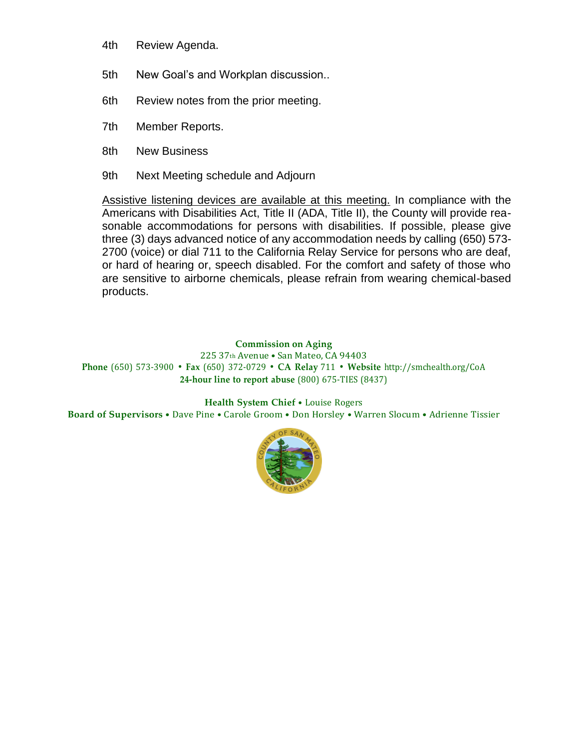4th Review Agenda.

5th New Goal's and Workplan discussion..

6th Review notes from the prior meeting.

7th Member Reports.

8th New Business

9th Next Meeting schedule and Adjourn

Assistive listening devices are available at this meeting. In compliance with the Americans with Disabilities Act, Title II (ADA, Title II), the County will provide reasonable accommodations for persons with disabilities. If possible, please give three (3) days advanced notice of any accommodation needs by calling (650) 573-2700 (voice) or dial 711 to the California Relay Service for persons who are deaf, or hard of hearing or, speech disabled. For the comfort and safety of those who are sensitive to airborne chemicals, please refrain from wearing chemical-based products.

**Commission on Aging**
225 37th Avenue • San Mateo, CA 94403
**Phone** (650) 573-3900 • **Fax** (650) 372-0729 • **CA Relay** 711 • **Website** http://smchealth.org/CoA
**24-hour line to report abuse** (800) 675-TIES (8437)

**Health System Chief** • Louise Rogers
**Board of Supervisors** • Dave Pine • Carole Groom • Don Horsley • Warren Slocum • Adrienne Tissier